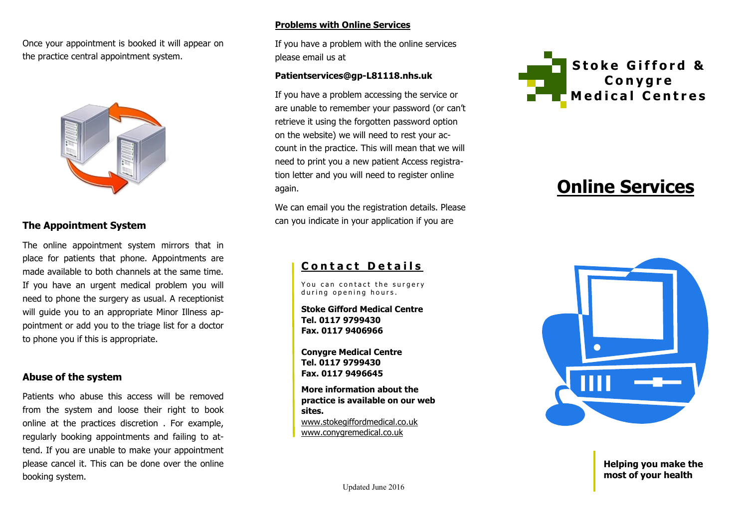Once your appointment is booked it will appear on the practice central appointment system.

### The Appointment System

The online appointment system mirrors that in place for patients that phone. Appointments are made available to both channels at the same time. If you have an urgent medical problem you will need to phone the surgery as usual. A receptionist will guide you to an appropriate Minor Illness appointment or add you to the triage list for a doctor to phone you if this is appropriate.

### Abuse of the system

Patients who abuse this access will be removed from the system and loose their right to book online at the practices discretion . For example, regularly booking appointments and failing to attend. If you are unable to make your appointment please cancel it. This can be done over the online booking system.

### Problems with Online Services

If you have a problem with the online services please email us at

**Patientservices@gp-L81118.nhs.uk**

If you have a problem accessing the service or are unable to remember your password (or can't retrieve it using the forgotten password option on the website) we will need to rest your account in the practice. This will mean that we will need to print you a new patient Access registration letter and you will need to register online again.

We can email you the registration details. Please can you indicate in your application if you are

### Contact Details

You can contact the surgery during opening hours.

**Stoke Gifford Medical Centre**
**Tel. 0117 9799430**
**Fax. 0117 9406966**

**Conygre Medical Centre**
**Tel. 0117 9799430**
**Fax. 0117 9496645**

**More information about the practice is available on our web sites.**
www.stokegiffordmedical.co.uk
www.conygremedical.co.uk

Updated June 2016

**Stoke Gifford & Conygre Medical Centres**

# Online Services

**Helping you make the most of your health**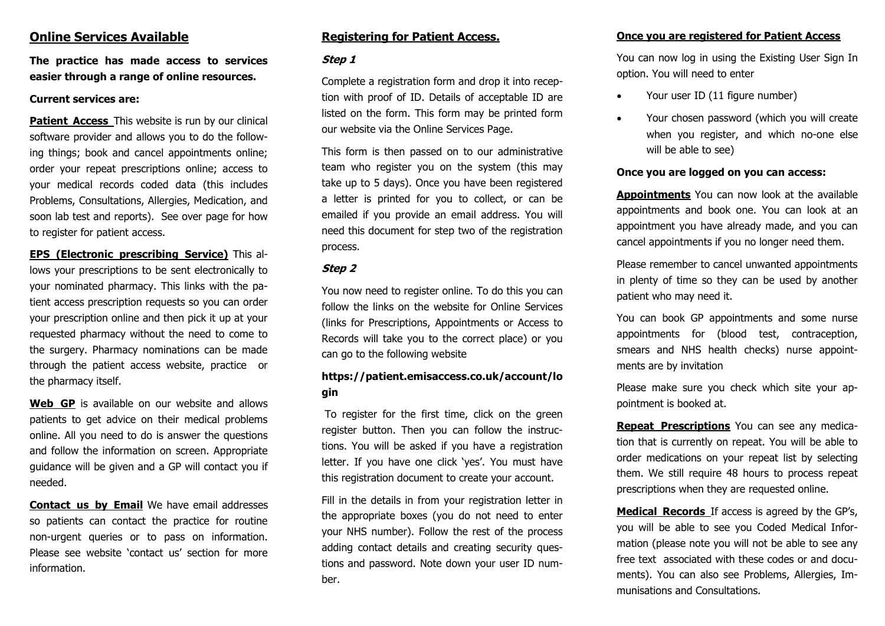## Online Services Available

**The practice has made access to services easier through a range of online resources.**

**Current services are:**

**Patient Access** This website is run by our clinical software provider and allows you to do the following things; book and cancel appointments online; order your repeat prescriptions online; access to your medical records coded data (this includes Problems, Consultations, Allergies, Medication, and soon lab test and reports). See over page for how to register for patient access.

**EPS (Electronic prescribing Service)** This allows your prescriptions to be sent electronically to your nominated pharmacy. This links with the patient access prescription requests so you can order your prescription online and then pick it up at your requested pharmacy without the need to come to the surgery. Pharmacy nominations can be made through the patient access website, practice or the pharmacy itself.

**Web GP** is available on our website and allows patients to get advice on their medical problems online. All you need to do is answer the questions and follow the information on screen. Appropriate guidance will be given and a GP will contact you if needed.

**Contact us by Email** We have email addresses so patients can contact the practice for routine non-urgent queries or to pass on information. Please see website 'contact us' section for more information.

## Registering for Patient Access.

***Step 1***

Complete a registration form and drop it into reception with proof of ID. Details of acceptable ID are listed on the form. This form may be printed form our website via the Online Services Page.

This form is then passed on to our administrative team who register you on the system (this may take up to 5 days). Once you have been registered a letter is printed for you to collect, or can be emailed if you provide an email address. You will need this document for step two of the registration process.

***Step 2***

You now need to register online. To do this you can follow the links on the website for Online Services (links for Prescriptions, Appointments or Access to Records will take you to the correct place) or you can go to the following website

**https://patient.emisaccess.co.uk/account/login**

To register for the first time, click on the green register button. Then you can follow the instructions. You will be asked if you have a registration letter. If you have one click 'yes'. You must have this registration document to create your account.

Fill in the details in from your registration letter in the appropriate boxes (you do not need to enter your NHS number). Follow the rest of the process adding contact details and creating security questions and password. Note down your user ID number.

### Once you are registered for Patient Access

You can now log in using the Existing User Sign In option. You will need to enter

- Your user ID (11 figure number)
- Your chosen password (which you will create when you register, and which no-one else will be able to see)

**Once you are logged on you can access:**

**Appointments** You can now look at the available appointments and book one. You can look at an appointment you have already made, and you can cancel appointments if you no longer need them.

Please remember to cancel unwanted appointments in plenty of time so they can be used by another patient who may need it.

You can book GP appointments and some nurse appointments for (blood test, contraception, smears and NHS health checks) nurse appointments are by invitation

Please make sure you check which site your appointment is booked at.

**Repeat Prescriptions** You can see any medication that is currently on repeat. You will be able to order medications on your repeat list by selecting them. We still require 48 hours to process repeat prescriptions when they are requested online.

**Medical Records** If access is agreed by the GP's, you will be able to see you Coded Medical Information (please note you will not be able to see any free text associated with these codes or and documents). You can also see Problems, Allergies, Immunisations and Consultations.